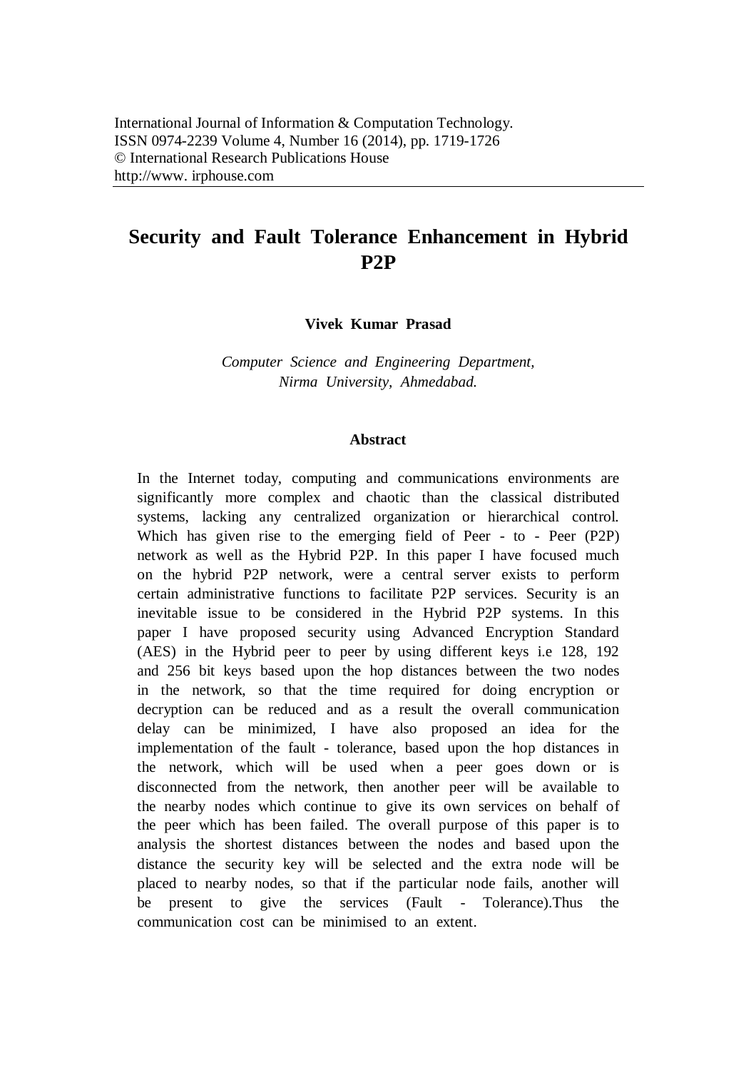International Journal of Information & Computation Technology.
ISSN 0974-2239 Volume 4, Number 16 (2014), pp. 1719-1726
© International Research Publications House
http://www. irphouse.com

# Security and Fault Tolerance Enhancement in Hybrid P2P

**Vivek Kumar Prasad**

*Computer Science and Engineering Department, Nirma University, Ahmedabad.*

### Abstract

In the Internet today, computing and communications environments are significantly more complex and chaotic than the classical distributed systems, lacking any centralized organization or hierarchical control. Which has given rise to the emerging field of Peer - to - Peer (P2P) network as well as the Hybrid P2P. In this paper I have focused much on the hybrid P2P network, were a central server exists to perform certain administrative functions to facilitate P2P services. Security is an inevitable issue to be considered in the Hybrid P2P systems. In this paper I have proposed security using Advanced Encryption Standard (AES) in the Hybrid peer to peer by using different keys i.e 128, 192 and 256 bit keys based upon the hop distances between the two nodes in the network, so that the time required for doing encryption or decryption can be reduced and as a result the overall communication delay can be minimized, I have also proposed an idea for the implementation of the fault - tolerance, based upon the hop distances in the network, which will be used when a peer goes down or is disconnected from the network, then another peer will be available to the nearby nodes which continue to give its own services on behalf of the peer which has been failed. The overall purpose of this paper is to analysis the shortest distances between the nodes and based upon the distance the security key will be selected and the extra node will be placed to nearby nodes, so that if the particular node fails, another will be present to give the services (Fault - Tolerance).Thus the communication cost can be minimised to an extent.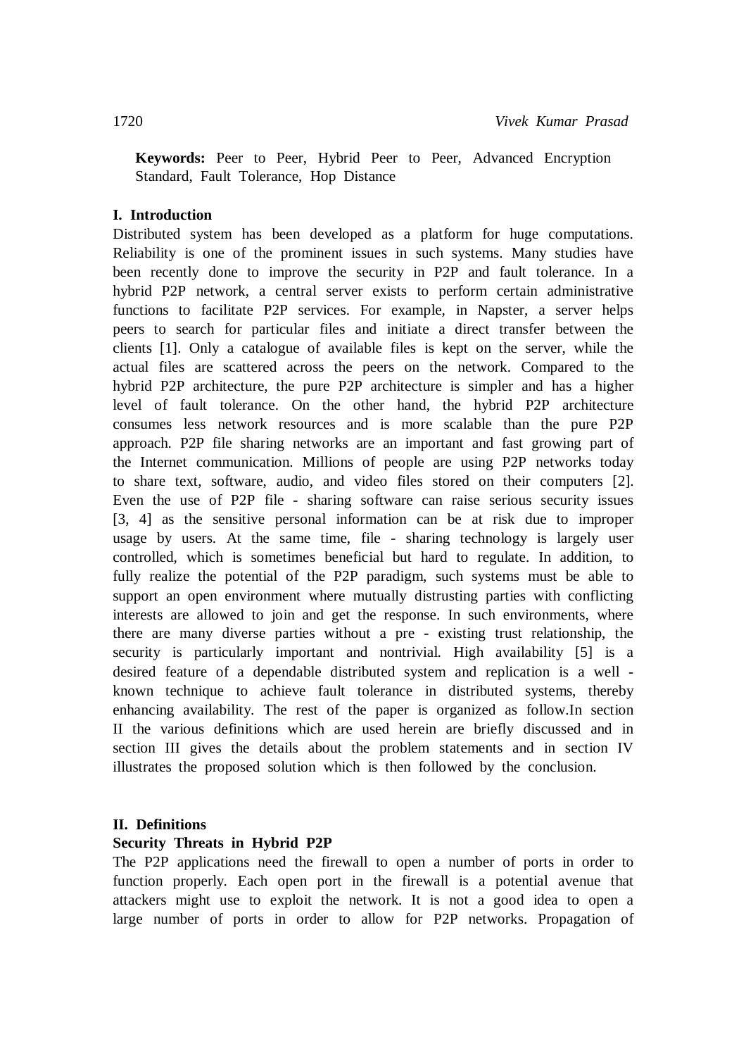**Keywords:** Peer to Peer, Hybrid Peer to Peer, Advanced Encryption Standard, Fault Tolerance, Hop Distance

## I. Introduction

Distributed system has been developed as a platform for huge computations. Reliability is one of the prominent issues in such systems. Many studies have been recently done to improve the security in P2P and fault tolerance. In a hybrid P2P network, a central server exists to perform certain administrative functions to facilitate P2P services. For example, in Napster, a server helps peers to search for particular files and initiate a direct transfer between the clients [1]. Only a catalogue of available files is kept on the server, while the actual files are scattered across the peers on the network. Compared to the hybrid P2P architecture, the pure P2P architecture is simpler and has a higher level of fault tolerance. On the other hand, the hybrid P2P architecture consumes less network resources and is more scalable than the pure P2P approach. P2P file sharing networks are an important and fast growing part of the Internet communication. Millions of people are using P2P networks today to share text, software, audio, and video files stored on their computers [2]. Even the use of P2P file - sharing software can raise serious security issues [3, 4] as the sensitive personal information can be at risk due to improper usage by users. At the same time, file - sharing technology is largely user controlled, which is sometimes beneficial but hard to regulate. In addition, to fully realize the potential of the P2P paradigm, such systems must be able to support an open environment where mutually distrusting parties with conflicting interests are allowed to join and get the response. In such environments, where there are many diverse parties without a pre - existing trust relationship, the security is particularly important and nontrivial. High availability [5] is a desired feature of a dependable distributed system and replication is a well - known technique to achieve fault tolerance in distributed systems, thereby enhancing availability. The rest of the paper is organized as follow.In section II the various definitions which are used herein are briefly discussed and in section III gives the details about the problem statements and in section IV illustrates the proposed solution which is then followed by the conclusion.

## II. Definitions

### Security Threats in Hybrid P2P

The P2P applications need the firewall to open a number of ports in order to function properly. Each open port in the firewall is a potential avenue that attackers might use to exploit the network. It is not a good idea to open a large number of ports in order to allow for P2P networks. Propagation of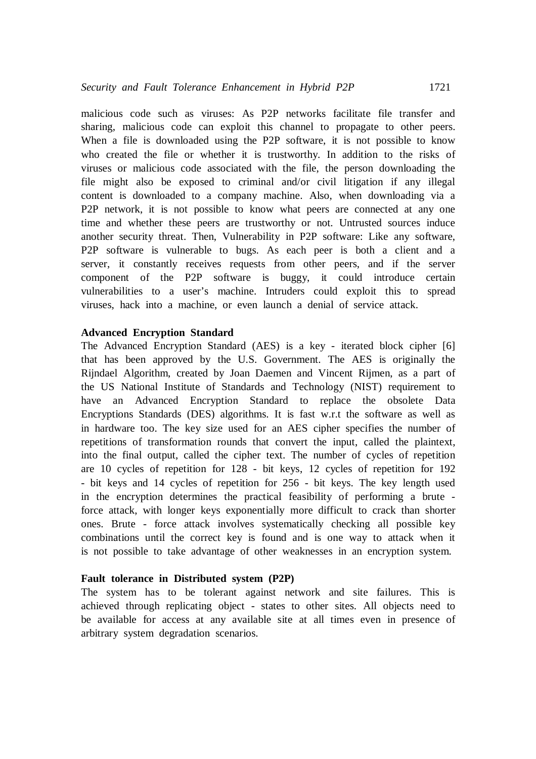malicious code such as viruses: As P2P networks facilitate file transfer and sharing, malicious code can exploit this channel to propagate to other peers. When a file is downloaded using the P2P software, it is not possible to know who created the file or whether it is trustworthy. In addition to the risks of viruses or malicious code associated with the file, the person downloading the file might also be exposed to criminal and/or civil litigation if any illegal content is downloaded to a company machine. Also, when downloading via a P2P network, it is not possible to know what peers are connected at any one time and whether these peers are trustworthy or not. Untrusted sources induce another security threat. Then, Vulnerability in P2P software: Like any software, P2P software is vulnerable to bugs. As each peer is both a client and a server, it constantly receives requests from other peers, and if the server component of the P2P software is buggy, it could introduce certain vulnerabilities to a user's machine. Intruders could exploit this to spread viruses, hack into a machine, or even launch a denial of service attack.

**Advanced Encryption Standard**

The Advanced Encryption Standard (AES) is a key - iterated block cipher [6] that has been approved by the U.S. Government. The AES is originally the Rijndael Algorithm, created by Joan Daemen and Vincent Rijmen, as a part of the US National Institute of Standards and Technology (NIST) requirement to have an Advanced Encryption Standard to replace the obsolete Data Encryptions Standards (DES) algorithms. It is fast w.r.t the software as well as in hardware too. The key size used for an AES cipher specifies the number of repetitions of transformation rounds that convert the input, called the plaintext, into the final output, called the cipher text. The number of cycles of repetition are 10 cycles of repetition for 128 - bit keys, 12 cycles of repetition for 192 - bit keys and 14 cycles of repetition for 256 - bit keys. The key length used in the encryption determines the practical feasibility of performing a brute - force attack, with longer keys exponentially more difficult to crack than shorter ones. Brute - force attack involves systematically checking all possible key combinations until the correct key is found and is one way to attack when it is not possible to take advantage of other weaknesses in an encryption system.

**Fault tolerance in Distributed system (P2P)**

The system has to be tolerant against network and site failures. This is achieved through replicating object - states to other sites. All objects need to be available for access at any available site at all times even in presence of arbitrary system degradation scenarios.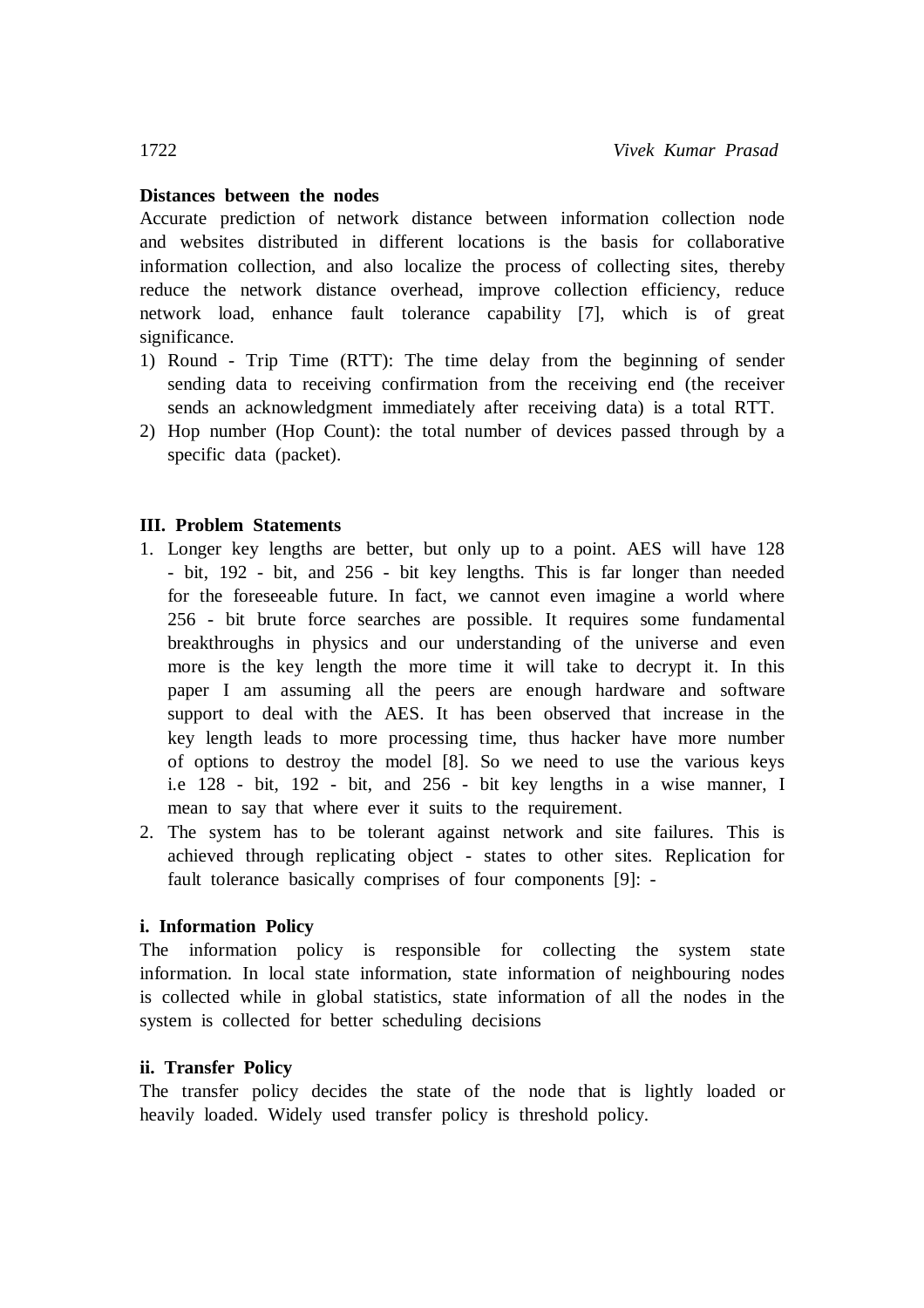**Distances between the nodes**

Accurate prediction of network distance between information collection node and websites distributed in different locations is the basis for collaborative information collection, and also localize the process of collecting sites, thereby reduce the network distance overhead, improve collection efficiency, reduce network load, enhance fault tolerance capability [7], which is of great significance.

1) Round - Trip Time (RTT): The time delay from the beginning of sender sending data to receiving confirmation from the receiving end (the receiver sends an acknowledgment immediately after receiving data) is a total RTT.
2) Hop number (Hop Count): the total number of devices passed through by a specific data (packet).

## III. Problem Statements

1. Longer key lengths are better, but only up to a point. AES will have 128 - bit, 192 - bit, and 256 - bit key lengths. This is far longer than needed for the foreseeable future. In fact, we cannot even imagine a world where 256 - bit brute force searches are possible. It requires some fundamental breakthroughs in physics and our understanding of the universe and even more is the key length the more time it will take to decrypt it. In this paper I am assuming all the peers are enough hardware and software support to deal with the AES. It has been observed that increase in the key length leads to more processing time, thus hacker have more number of options to destroy the model [8]. So we need to use the various keys i.e 128 - bit, 192 - bit, and 256 - bit key lengths in a wise manner, I mean to say that where ever it suits to the requirement.
2. The system has to be tolerant against network and site failures. This is achieved through replicating object - states to other sites. Replication for fault tolerance basically comprises of four components [9]: -

**i. Information Policy**

The information policy is responsible for collecting the system state information. In local state information, state information of neighbouring nodes is collected while in global statistics, state information of all the nodes in the system is collected for better scheduling decisions

**ii. Transfer Policy**

The transfer policy decides the state of the node that is lightly loaded or heavily loaded. Widely used transfer policy is threshold policy.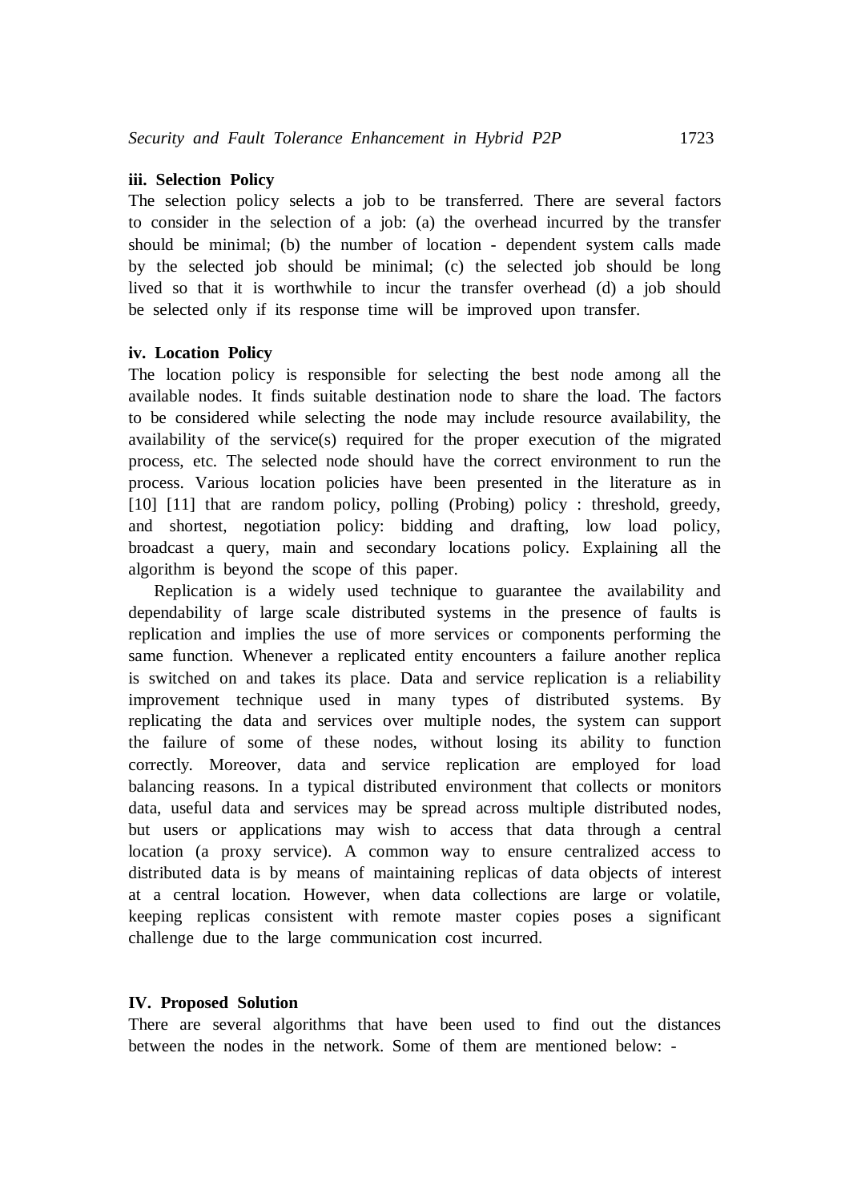### iii. Selection Policy

The selection policy selects a job to be transferred. There are several factors to consider in the selection of a job: (a) the overhead incurred by the transfer should be minimal; (b) the number of location - dependent system calls made by the selected job should be minimal; (c) the selected job should be long lived so that it is worthwhile to incur the transfer overhead (d) a job should be selected only if its response time will be improved upon transfer.

### iv. Location Policy

The location policy is responsible for selecting the best node among all the available nodes. It finds suitable destination node to share the load. The factors to be considered while selecting the node may include resource availability, the availability of the service(s) required for the proper execution of the migrated process, etc. The selected node should have the correct environment to run the process. Various location policies have been presented in the literature as in [10] [11] that are random policy, polling (Probing) policy : threshold, greedy, and shortest, negotiation policy: bidding and drafting, low load policy, broadcast a query, main and secondary locations policy. Explaining all the algorithm is beyond the scope of this paper.

Replication is a widely used technique to guarantee the availability and dependability of large scale distributed systems in the presence of faults is replication and implies the use of more services or components performing the same function. Whenever a replicated entity encounters a failure another replica is switched on and takes its place. Data and service replication is a reliability improvement technique used in many types of distributed systems. By replicating the data and services over multiple nodes, the system can support the failure of some of these nodes, without losing its ability to function correctly. Moreover, data and service replication are employed for load balancing reasons. In a typical distributed environment that collects or monitors data, useful data and services may be spread across multiple distributed nodes, but users or applications may wish to access that data through a central location (a proxy service). A common way to ensure centralized access to distributed data is by means of maintaining replicas of data objects of interest at a central location. However, when data collections are large or volatile, keeping replicas consistent with remote master copies poses a significant challenge due to the large communication cost incurred.

## IV. Proposed Solution

There are several algorithms that have been used to find out the distances between the nodes in the network. Some of them are mentioned below: -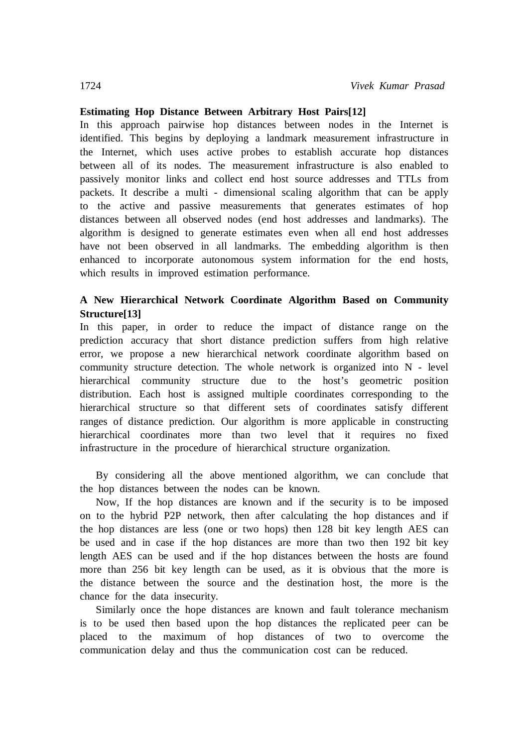**Estimating Hop Distance Between Arbitrary Host Pairs[12]**

In this approach pairwise hop distances between nodes in the Internet is identified. This begins by deploying a landmark measurement infrastructure in the Internet, which uses active probes to establish accurate hop distances between all of its nodes. The measurement infrastructure is also enabled to passively monitor links and collect end host source addresses and TTLs from packets. It describe a multi - dimensional scaling algorithm that can be apply to the active and passive measurements that generates estimates of hop distances between all observed nodes (end host addresses and landmarks). The algorithm is designed to generate estimates even when all end host addresses have not been observed in all landmarks. The embedding algorithm is then enhanced to incorporate autonomous system information for the end hosts, which results in improved estimation performance.

**A New Hierarchical Network Coordinate Algorithm Based on Community Structure[13]**

In this paper, in order to reduce the impact of distance range on the prediction accuracy that short distance prediction suffers from high relative error, we propose a new hierarchical network coordinate algorithm based on community structure detection. The whole network is organized into N - level hierarchical community structure due to the host's geometric position distribution. Each host is assigned multiple coordinates corresponding to the hierarchical structure so that different sets of coordinates satisfy different ranges of distance prediction. Our algorithm is more applicable in constructing hierarchical coordinates more than two level that it requires no fixed infrastructure in the procedure of hierarchical structure organization.

By considering all the above mentioned algorithm, we can conclude that the hop distances between the nodes can be known.

Now, If the hop distances are known and if the security is to be imposed on to the hybrid P2P network, then after calculating the hop distances and if the hop distances are less (one or two hops) then 128 bit key length AES can be used and in case if the hop distances are more than two then 192 bit key length AES can be used and if the hop distances between the hosts are found more than 256 bit key length can be used, as it is obvious that the more is the distance between the source and the destination host, the more is the chance for the data insecurity.

Similarly once the hope distances are known and fault tolerance mechanism is to be used then based upon the hop distances the replicated peer can be placed to the maximum of hop distances of two to overcome the communication delay and thus the communication cost can be reduced.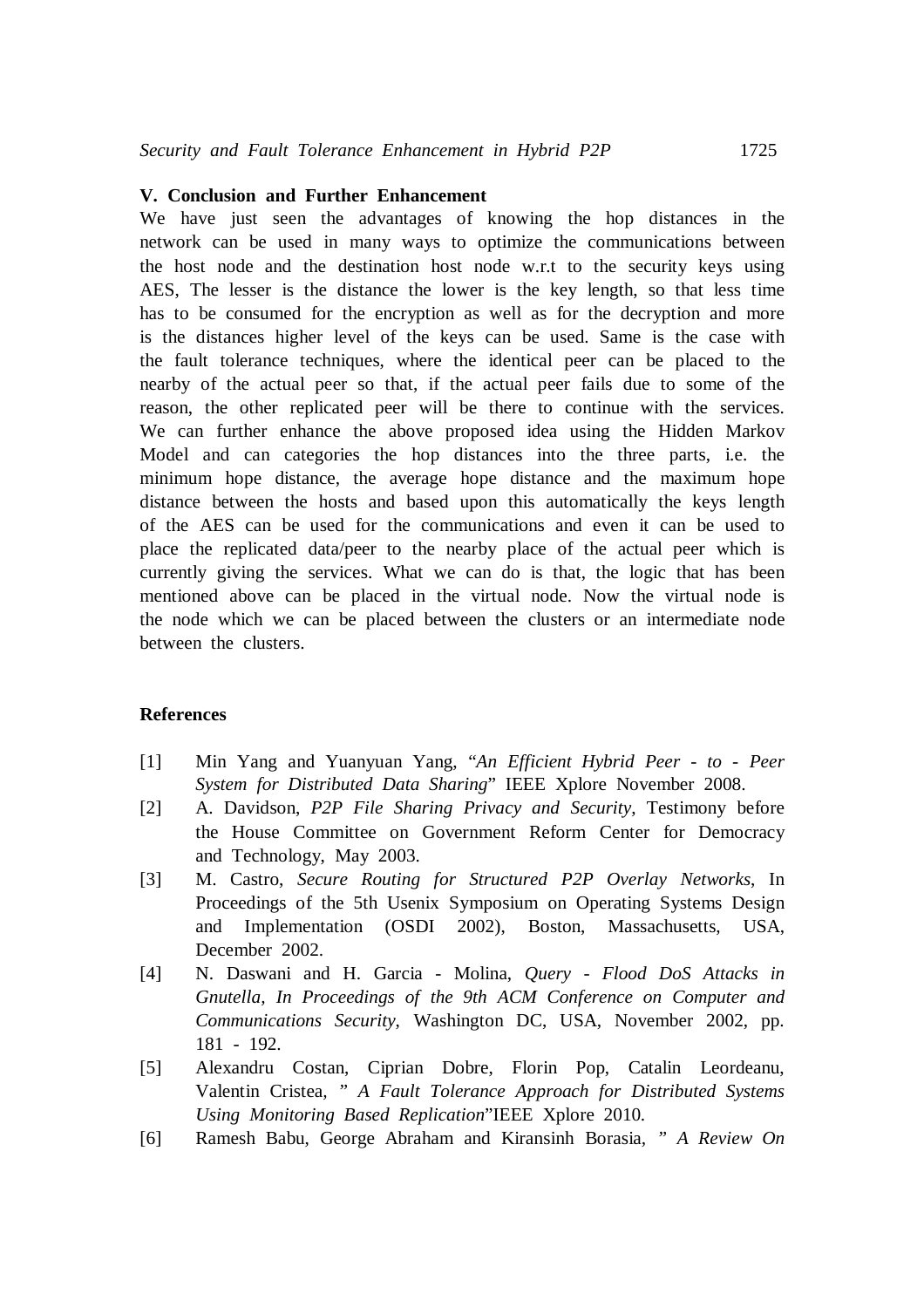## V. Conclusion and Further Enhancement

We have just seen the advantages of knowing the hop distances in the network can be used in many ways to optimize the communications between the host node and the destination host node w.r.t to the security keys using AES, The lesser is the distance the lower is the key length, so that less time has to be consumed for the encryption as well as for the decryption and more is the distances higher level of the keys can be used. Same is the case with the fault tolerance techniques, where the identical peer can be placed to the nearby of the actual peer so that, if the actual peer fails due to some of the reason, the other replicated peer will be there to continue with the services. We can further enhance the above proposed idea using the Hidden Markov Model and can categories the hop distances into the three parts, i.e. the minimum hope distance, the average hope distance and the maximum hope distance between the hosts and based upon this automatically the keys length of the AES can be used for the communications and even it can be used to place the replicated data/peer to the nearby place of the actual peer which is currently giving the services. What we can do is that, the logic that has been mentioned above can be placed in the virtual node. Now the virtual node is the node which we can be placed between the clusters or an intermediate node between the clusters.

## References

[1] Min Yang and Yuanyuan Yang, "*An Efficient Hybrid Peer - to - Peer System for Distributed Data Sharing*" IEEE Xplore November 2008.

[2] A. Davidson, *P2P File Sharing Privacy and Security*, Testimony before the House Committee on Government Reform Center for Democracy and Technology, May 2003.

[3] M. Castro, *Secure Routing for Structured P2P Overlay Networks*, In Proceedings of the 5th Usenix Symposium on Operating Systems Design and Implementation (OSDI 2002), Boston, Massachusetts, USA, December 2002.

[4] N. Daswani and H. Garcia - Molina, *Query - Flood DoS Attacks in Gnutella, In Proceedings of the 9th ACM Conference on Computer and Communications Security*, Washington DC, USA, November 2002, pp. 181 - 192.

[5] Alexandru Costan, Ciprian Dobre, Florin Pop, Catalin Leordeanu, Valentin Cristea, " *A Fault Tolerance Approach for Distributed Systems Using Monitoring Based Replication*"IEEE Xplore 2010.

[6] Ramesh Babu, George Abraham and Kiransinh Borasia, " *A Review On*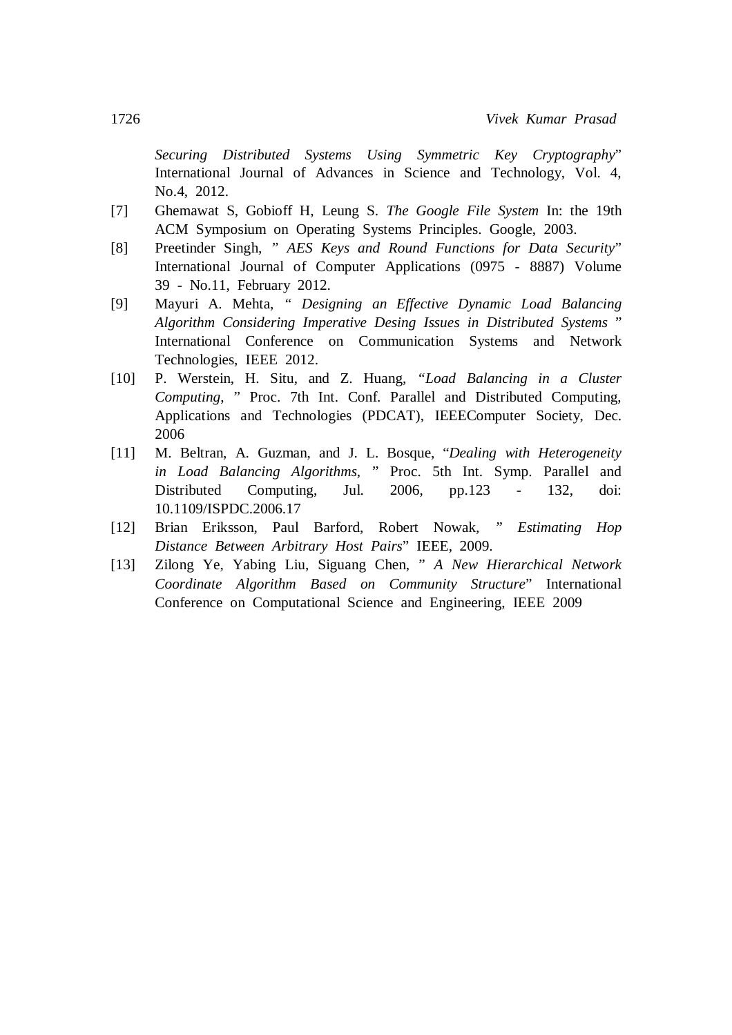*Securing Distributed Systems Using Symmetric Key Cryptography*" International Journal of Advances in Science and Technology, Vol. 4, No.4, 2012.

[7] Ghemawat S, Gobioff H, Leung S. *The Google File System* In: the 19th ACM Symposium on Operating Systems Principles. Google, 2003.

[8] Preetinder Singh, " *AES Keys and Round Functions for Data Security*" International Journal of Computer Applications (0975 - 8887) Volume 39 - No.11, February 2012.

[9] Mayuri A. Mehta, " *Designing an Effective Dynamic Load Balancing Algorithm Considering Imperative Desing Issues in Distributed Systems* " International Conference on Communication Systems and Network Technologies, IEEE 2012.

[10] P. Werstein, H. Situ, and Z. Huang, "*Load Balancing in a Cluster Computing*, " Proc. 7th Int. Conf. Parallel and Distributed Computing, Applications and Technologies (PDCAT), IEEEComputer Society, Dec. 2006

[11] M. Beltran, A. Guzman, and J. L. Bosque, "*Dealing with Heterogeneity in Load Balancing Algorithms*, " Proc. 5th Int. Symp. Parallel and Distributed Computing, Jul. 2006, pp.123 - 132, doi: 10.1109/ISPDC.2006.17

[12] Brian Eriksson, Paul Barford, Robert Nowak, " *Estimating Hop Distance Between Arbitrary Host Pairs*" IEEE, 2009.

[13] Zilong Ye, Yabing Liu, Siguang Chen, " *A New Hierarchical Network Coordinate Algorithm Based on Community Structure*" International Conference on Computational Science and Engineering, IEEE 2009